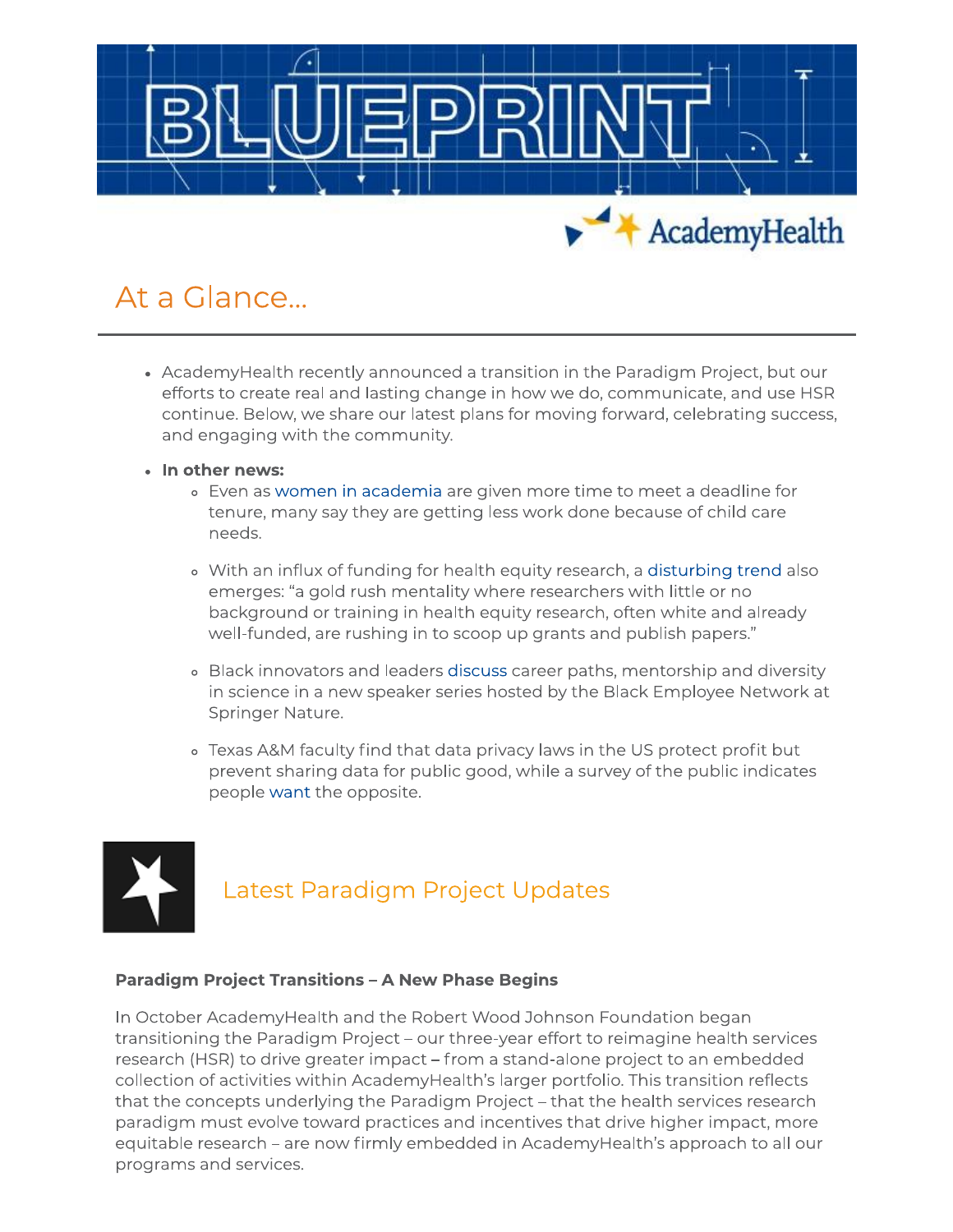# BLUEPRINT

AcademyHealth

## At a Glance...

- AcademyHealth recently announced a transition in the Paradigm Project, but our efforts to create real and lasting change in how we do, communicate, and use HSR continue. Below, we share our latest plans for moving forward, celebrating success, and engaging with the community.
- **In other news:**
  - Even as women in academia are given more time to meet a deadline for tenure, many say they are getting less work done because of child care needs.
  - With an influx of funding for health equity research, a disturbing trend also emerges: "a gold rush mentality where researchers with little or no background or training in health equity research, often white and already well-funded, are rushing in to scoop up grants and publish papers."
  - Black innovators and leaders discuss career paths, mentorship and diversity in science in a new speaker series hosted by the Black Employee Network at Springer Nature.
  - Texas A&M faculty find that data privacy laws in the US protect profit but prevent sharing data for public good, while a survey of the public indicates people want the opposite.

## Latest Paradigm Project Updates

### Paradigm Project Transitions – A New Phase Begins

In October AcademyHealth and the Robert Wood Johnson Foundation began transitioning the Paradigm Project – our three-year effort to reimagine health services research (HSR) to drive greater impact – from a stand-alone project to an embedded collection of activities within AcademyHealth's larger portfolio. This transition reflects that the concepts underlying the Paradigm Project – that the health services research paradigm must evolve toward practices and incentives that drive higher impact, more equitable research – are now firmly embedded in AcademyHealth's approach to all our programs and services.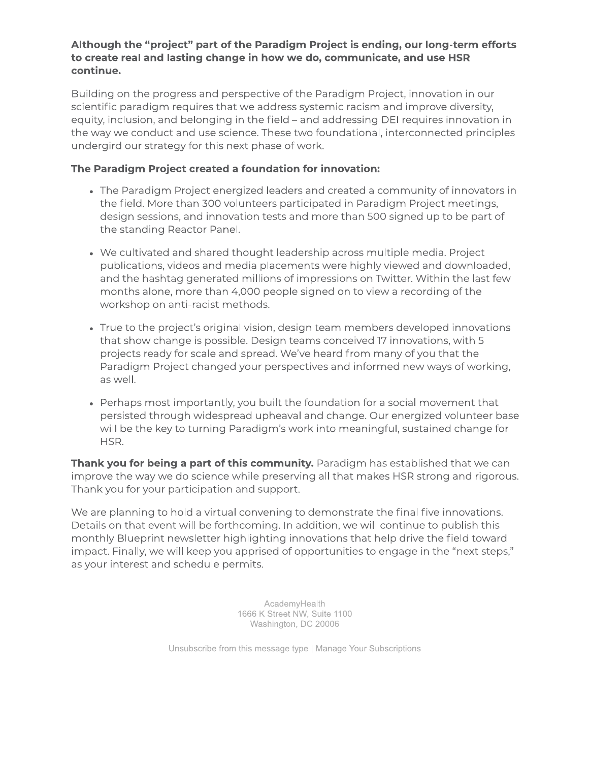**Although the "project" part of the Paradigm Project is ending, our long-term efforts to create real and lasting change in how we do, communicate, and use HSR continue.**

Building on the progress and perspective of the Paradigm Project, innovation in our scientific paradigm requires that we address systemic racism and improve diversity, equity, inclusion, and belonging in the field – and addressing DEI requires innovation in the way we conduct and use science. These two foundational, interconnected principles undergird our strategy for this next phase of work.

**The Paradigm Project created a foundation for innovation:**

- The Paradigm Project energized leaders and created a community of innovators in the field. More than 300 volunteers participated in Paradigm Project meetings, design sessions, and innovation tests and more than 500 signed up to be part of the standing Reactor Panel.
- We cultivated and shared thought leadership across multiple media. Project publications, videos and media placements were highly viewed and downloaded, and the hashtag generated millions of impressions on Twitter. Within the last few months alone, more than 4,000 people signed on to view a recording of the workshop on anti-racist methods.
- True to the project's original vision, design team members developed innovations that show change is possible. Design teams conceived 17 innovations, with 5 projects ready for scale and spread. We've heard from many of you that the Paradigm Project changed your perspectives and informed new ways of working, as well.
- Perhaps most importantly, you built the foundation for a social movement that persisted through widespread upheaval and change. Our energized volunteer base will be the key to turning Paradigm's work into meaningful, sustained change for HSR.

**Thank you for being a part of this community.** Paradigm has established that we can improve the way we do science while preserving all that makes HSR strong and rigorous. Thank you for your participation and support.

We are planning to hold a virtual convening to demonstrate the final five innovations. Details on that event will be forthcoming. In addition, we will continue to publish this monthly Blueprint newsletter highlighting innovations that help drive the field toward impact. Finally, we will keep you apprised of opportunities to engage in the "next steps," as your interest and schedule permits.

AcademyHealth
1666 K Street NW, Suite 1100
Washington, DC 20006

Unsubscribe from this message type | Manage Your Subscriptions